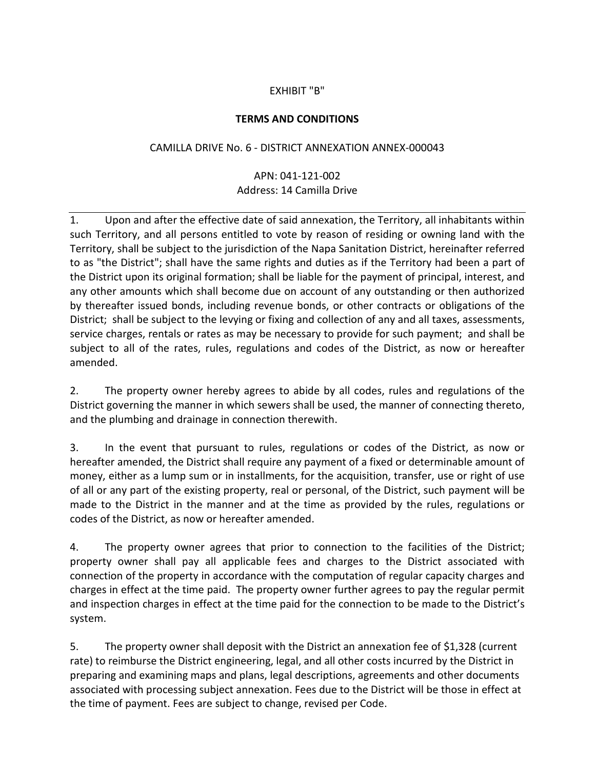EXHIBIT "B"

**TERMS AND CONDITIONS**

CAMILLA DRIVE No. 6 - DISTRICT ANNEXATION ANNEX-000043

APN: 041-121-002
Address: 14 Camilla Drive

---

1. Upon and after the effective date of said annexation, the Territory, all inhabitants within such Territory, and all persons entitled to vote by reason of residing or owning land with the Territory, shall be subject to the jurisdiction of the Napa Sanitation District, hereinafter referred to as "the District"; shall have the same rights and duties as if the Territory had been a part of the District upon its original formation; shall be liable for the payment of principal, interest, and any other amounts which shall become due on account of any outstanding or then authorized by thereafter issued bonds, including revenue bonds, or other contracts or obligations of the District; shall be subject to the levying or fixing and collection of any and all taxes, assessments, service charges, rentals or rates as may be necessary to provide for such payment; and shall be subject to all of the rates, rules, regulations and codes of the District, as now or hereafter amended.

2. The property owner hereby agrees to abide by all codes, rules and regulations of the District governing the manner in which sewers shall be used, the manner of connecting thereto, and the plumbing and drainage in connection therewith.

3. In the event that pursuant to rules, regulations or codes of the District, as now or hereafter amended, the District shall require any payment of a fixed or determinable amount of money, either as a lump sum or in installments, for the acquisition, transfer, use or right of use of all or any part of the existing property, real or personal, of the District, such payment will be made to the District in the manner and at the time as provided by the rules, regulations or codes of the District, as now or hereafter amended.

4. The property owner agrees that prior to connection to the facilities of the District; property owner shall pay all applicable fees and charges to the District associated with connection of the property in accordance with the computation of regular capacity charges and charges in effect at the time paid. The property owner further agrees to pay the regular permit and inspection charges in effect at the time paid for the connection to be made to the District's system.

5. The property owner shall deposit with the District an annexation fee of $1,328 (current rate) to reimburse the District engineering, legal, and all other costs incurred by the District in preparing and examining maps and plans, legal descriptions, agreements and other documents associated with processing subject annexation. Fees due to the District will be those in effect at the time of payment. Fees are subject to change, revised per Code.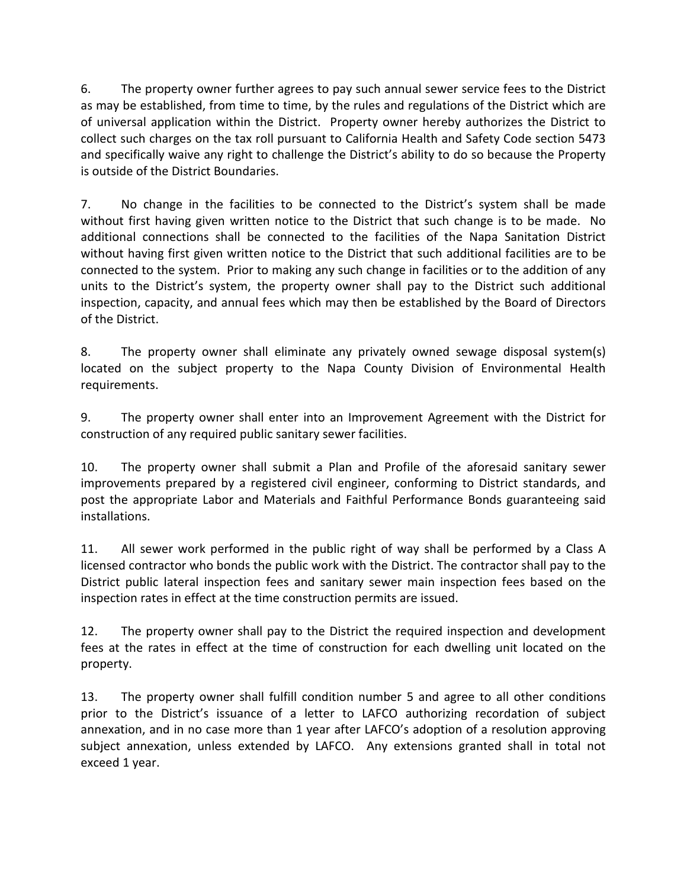6. The property owner further agrees to pay such annual sewer service fees to the District as may be established, from time to time, by the rules and regulations of the District which are of universal application within the District. Property owner hereby authorizes the District to collect such charges on the tax roll pursuant to California Health and Safety Code section 5473 and specifically waive any right to challenge the District's ability to do so because the Property is outside of the District Boundaries.

7. No change in the facilities to be connected to the District's system shall be made without first having given written notice to the District that such change is to be made. No additional connections shall be connected to the facilities of the Napa Sanitation District without having first given written notice to the District that such additional facilities are to be connected to the system. Prior to making any such change in facilities or to the addition of any units to the District's system, the property owner shall pay to the District such additional inspection, capacity, and annual fees which may then be established by the Board of Directors of the District.

8. The property owner shall eliminate any privately owned sewage disposal system(s) located on the subject property to the Napa County Division of Environmental Health requirements.

9. The property owner shall enter into an Improvement Agreement with the District for construction of any required public sanitary sewer facilities.

10. The property owner shall submit a Plan and Profile of the aforesaid sanitary sewer improvements prepared by a registered civil engineer, conforming to District standards, and post the appropriate Labor and Materials and Faithful Performance Bonds guaranteeing said installations.

11. All sewer work performed in the public right of way shall be performed by a Class A licensed contractor who bonds the public work with the District. The contractor shall pay to the District public lateral inspection fees and sanitary sewer main inspection fees based on the inspection rates in effect at the time construction permits are issued.

12. The property owner shall pay to the District the required inspection and development fees at the rates in effect at the time of construction for each dwelling unit located on the property.

13. The property owner shall fulfill condition number 5 and agree to all other conditions prior to the District's issuance of a letter to LAFCO authorizing recordation of subject annexation, and in no case more than 1 year after LAFCO's adoption of a resolution approving subject annexation, unless extended by LAFCO. Any extensions granted shall in total not exceed 1 year.